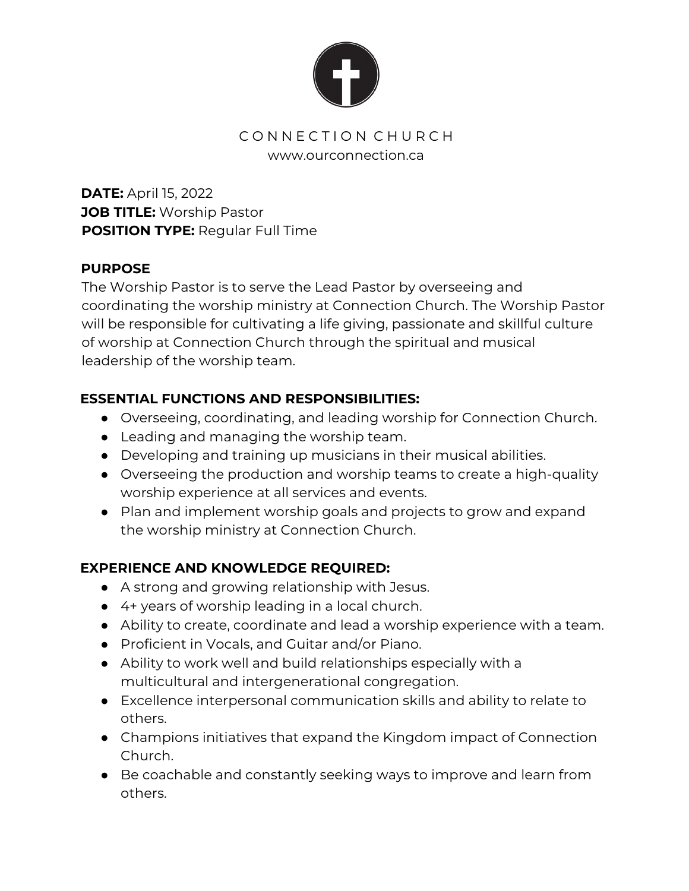CONNECTION CHURCH

www.ourconnection.ca

**DATE:** April 15, 2022
**JOB TITLE:** Worship Pastor
**POSITION TYPE:** Regular Full Time

**PURPOSE**

The Worship Pastor is to serve the Lead Pastor by overseeing and coordinating the worship ministry at Connection Church. The Worship Pastor will be responsible for cultivating a life giving, passionate and skillful culture of worship at Connection Church through the spiritual and musical leadership of the worship team.

**ESSENTIAL FUNCTIONS AND RESPONSIBILITIES:**

- Overseeing, coordinating, and leading worship for Connection Church.
- Leading and managing the worship team.
- Developing and training up musicians in their musical abilities.
- Overseeing the production and worship teams to create a high-quality worship experience at all services and events.
- Plan and implement worship goals and projects to grow and expand the worship ministry at Connection Church.

**EXPERIENCE AND KNOWLEDGE REQUIRED:**

- A strong and growing relationship with Jesus.
- 4+ years of worship leading in a local church.
- Ability to create, coordinate and lead a worship experience with a team.
- Proficient in Vocals, and Guitar and/or Piano.
- Ability to work well and build relationships especially with a multicultural and intergenerational congregation.
- Excellence interpersonal communication skills and ability to relate to others.
- Champions initiatives that expand the Kingdom impact of Connection Church.
- Be coachable and constantly seeking ways to improve and learn from others.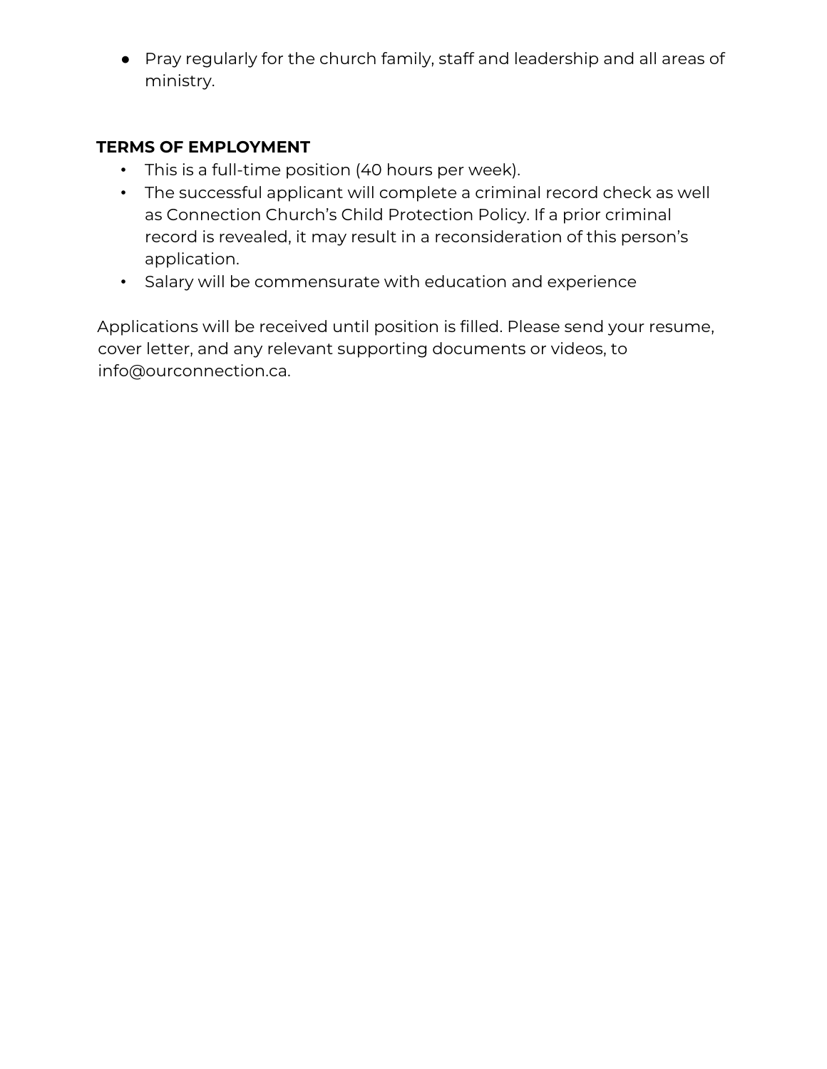- Pray regularly for the church family, staff and leadership and all areas of ministry.

**TERMS OF EMPLOYMENT**

- This is a full-time position (40 hours per week).
- The successful applicant will complete a criminal record check as well as Connection Church's Child Protection Policy. If a prior criminal record is revealed, it may result in a reconsideration of this person's application.
- Salary will be commensurate with education and experience

Applications will be received until position is filled. Please send your resume, cover letter, and any relevant supporting documents or videos, to info@ourconnection.ca.